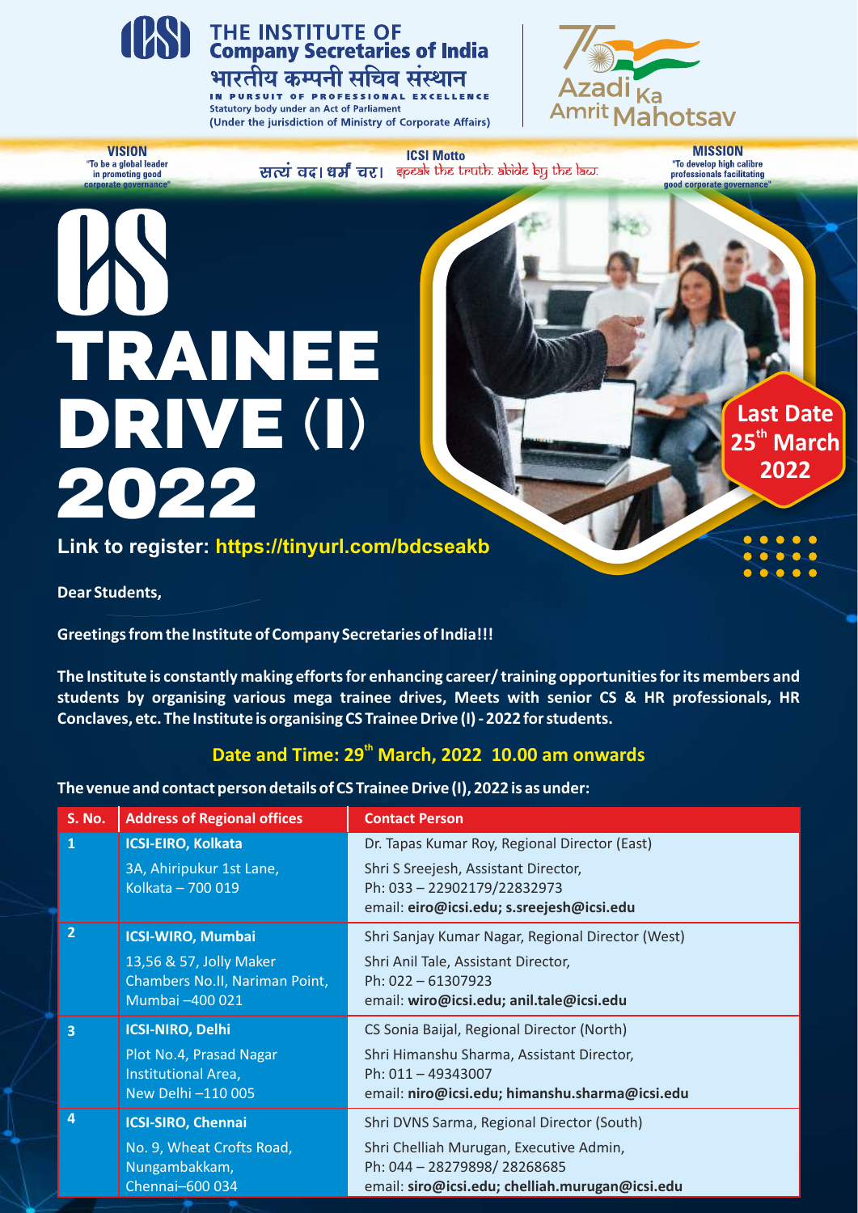THE INSTITUTE OF **Company Secretaries of India**

भारतीय कम्पनी सचिव संस्थान

IN PURSUIT OF PROFESSIONAL EXCELLENCE

Statutory body under an Act of Parliament

(Under the jurisdiction of Ministry of Corporate Affairs)

Azadi Ka Amrit Mahotsav

**VISION**
"To be a global leader in promoting good corporate governance"

**ICSI Motto**
सत्यं वद। धर्मं चर। speak the truth. abide by the law.

**MISSION**
"To develop high calibre professionals facilitating good corporate governance"

# CS TRAINEE DRIVE (I) 2022

**Last Date 25th March 2022**

**Link to register: https://tinyurl.com/bdcseakb**

**Dear Students,**

**Greetings from the Institute of Company Secretaries of India!!!**

**The Institute is constantly making efforts for enhancing career/ training opportunities for its members and students by organising various mega trainee drives, Meets with senior CS & HR professionals, HR Conclaves, etc. The Institute is organising CS Trainee Drive (I) - 2022 for students.**

## Date and Time: 29th March, 2022 10.00 am onwards

**The venue and contact person details of CS Trainee Drive (I), 2022 is as under:**

| S. No. | Address of Regional offices | Contact Person |
|---|---|---|
| 1 | **ICSI-EIRO, Kolkata**<br>3A, Ahiripukur 1st Lane, Kolkata – 700 019 | Dr. Tapas Kumar Roy, Regional Director (East)<br>Shri S Sreejesh, Assistant Director, Ph: 033 – 22902179/22832973 email: **eiro@icsi.edu; s.sreejesh@icsi.edu** |
| 2 | **ICSI-WIRO, Mumbai**<br>13,56 & 57, Jolly Maker Chambers No.II, Nariman Point, Mumbai –400 021 | Shri Sanjay Kumar Nagar, Regional Director (West)<br>Shri Anil Tale, Assistant Director, Ph: 022 – 61307923 email: **wiro@icsi.edu; anil.tale@icsi.edu** |
| 3 | **ICSI-NIRO, Delhi**<br>Plot No.4, Prasad Nagar Institutional Area, New Delhi –110 005 | CS Sonia Baijal, Regional Director (North)<br>Shri Himanshu Sharma, Assistant Director, Ph: 011 – 49343007 email: **niro@icsi.edu; himanshu.sharma@icsi.edu** |
| 4 | **ICSI-SIRO, Chennai**<br>No. 9, Wheat Crofts Road, Nungambakkam, Chennai–600 034 | Shri DVNS Sarma, Regional Director (South)<br>Shri Chelliah Murugan, Executive Admin, Ph: 044 – 28279898/ 28268685 email: **siro@icsi.edu; chelliah.murugan@icsi.edu** |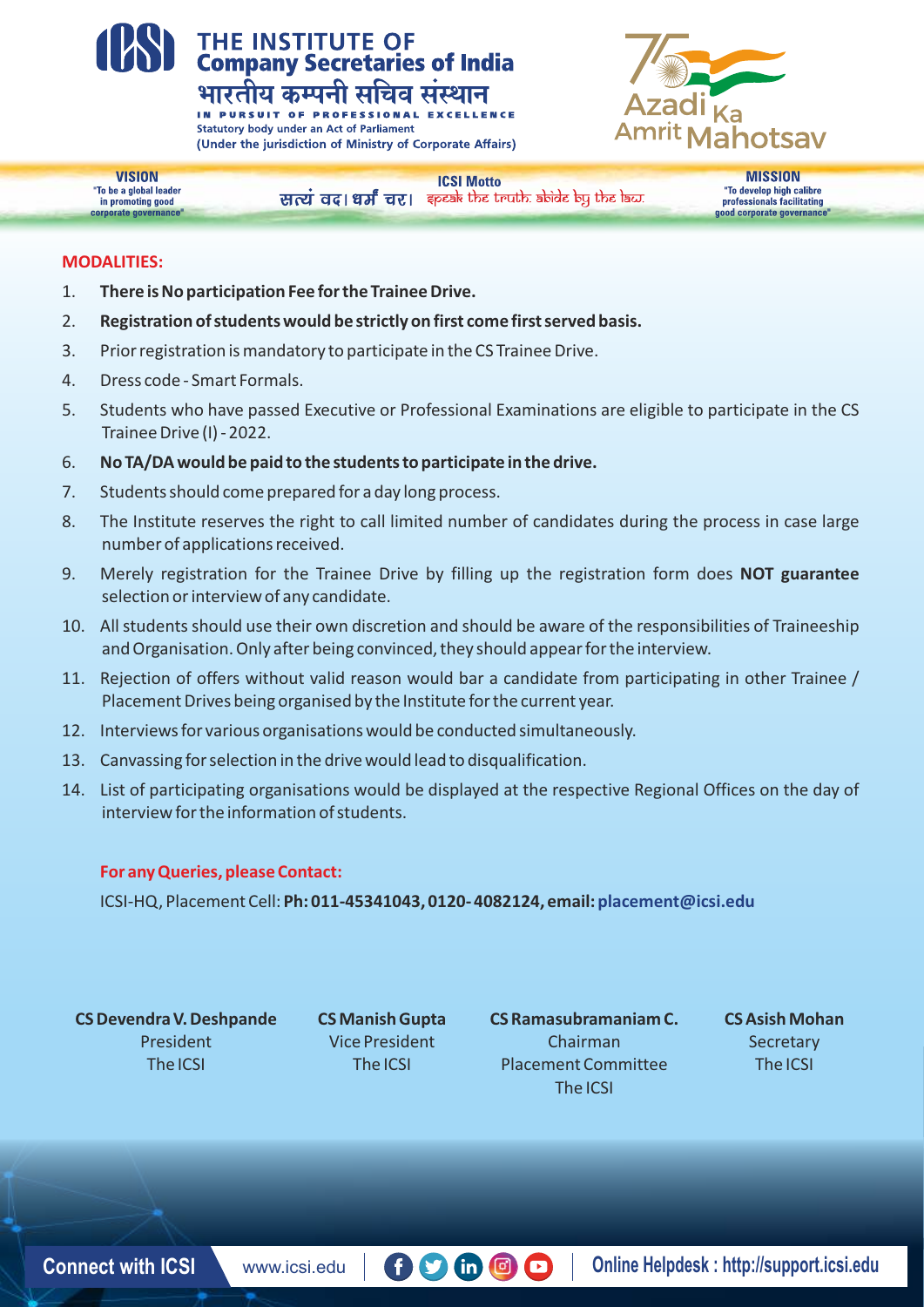# THE INSTITUTE OF Company Secretaries of India

भारतीय कम्पनी सचिव संस्थान

IN PURSUIT OF PROFESSIONAL EXCELLENCE

Statutory body under an Act of Parliament

(Under the jurisdiction of Ministry of Corporate Affairs)

Azadi Ka Amrit Mahotsav

**VISION**
"To be a global leader in promoting good corporate governance"

**ICSI Motto**
सत्यं वद। धर्मं चर। speak the truth. abide by the law.

**MISSION**
"To develop high calibre professionals facilitating good corporate governance"

**MODALITIES:**

1. **There is No participation Fee for the Trainee Drive.**
2. **Registration of students would be strictly on first come first served basis.**
3. Prior registration is mandatory to participate in the CS Trainee Drive.
4. Dress code - Smart Formals.
5. Students who have passed Executive or Professional Examinations are eligible to participate in the CS Trainee Drive (I) - 2022.
6. **No TA/DA would be paid to the students to participate in the drive.**
7. Students should come prepared for a day long process.
8. The Institute reserves the right to call limited number of candidates during the process in case large number of applications received.
9. Merely registration for the Trainee Drive by filling up the registration form does **NOT guarantee** selection or interview of any candidate.
10. All students should use their own discretion and should be aware of the responsibilities of Traineeship and Organisation. Only after being convinced, they should appear for the interview.
11. Rejection of offers without valid reason would bar a candidate from participating in other Trainee / Placement Drives being organised by the Institute for the current year.
12. Interviews for various organisations would be conducted simultaneously.
13. Canvassing for selection in the drive would lead to disqualification.
14. List of participating organisations would be displayed at the respective Regional Offices on the day of interview for the information of students.

**For any Queries, please Contact:**

ICSI-HQ, Placement Cell: **Ph: 011-45341043, 0120- 4082124, email: placement@icsi.edu**

**CS Devendra V. Deshpande**
President
The ICSI

**CS Manish Gupta**
Vice President
The ICSI

**CS Ramasubramaniam C.**
Chairman
Placement Committee
The ICSI

**CS Asish Mohan**
Secretary
The ICSI

**Connect with ICSI** www.icsi.edu | **Online Helpdesk : http://support.icsi.edu**